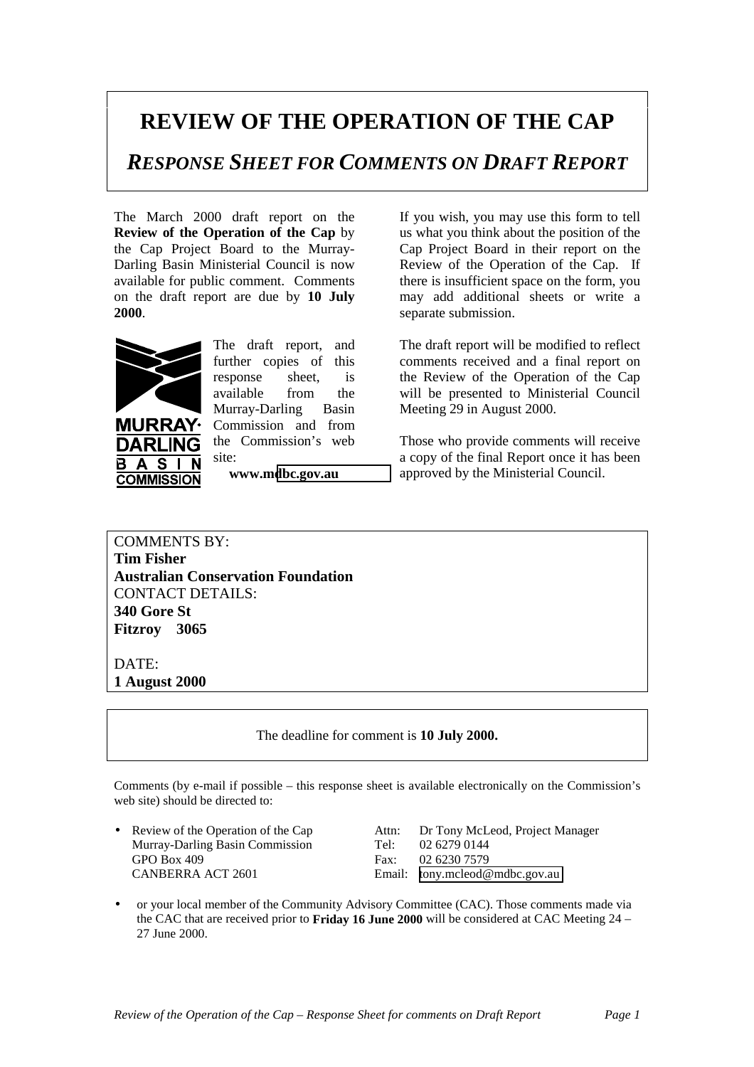# REVIEW OF THE OPERATION OF THE CAP

## *RESPONSE SHEET FOR COMMENTS ON DRAFT REPORT*

The March 2000 draft report on the **Review of the Operation of the Cap** by the Cap Project Board to the Murray-Darling Basin Ministerial Council is now available for public comment. Comments on the draft report are due by **10 July 2000**.

The draft report, and further copies of this response sheet, is available from the Murray-Darling Basin Commission and from the Commission's web site:

**www.mdbc.gov.au**

If you wish, you may use this form to tell us what you think about the position of the Cap Project Board in their report on the Review of the Operation of the Cap. If there is insufficient space on the form, you may add additional sheets or write a separate submission.

The draft report will be modified to reflect comments received and a final report on the Review of the Operation of the Cap will be presented to Ministerial Council Meeting 29 in August 2000.

Those who provide comments will receive a copy of the final Report once it has been approved by the Ministerial Council.

COMMENTS BY:
**Tim Fisher**
**Australian Conservation Foundation**
CONTACT DETAILS:
**340 Gore St**
**Fitzroy 3065**

DATE:
**1 August 2000**

The deadline for comment is **10 July 2000.**

Comments (by e-mail if possible – this response sheet is available electronically on the Commission's web site) should be directed to:

- Review of the Operation of the Cap
  Murray-Darling Basin Commission
  GPO Box 409
  CANBERRA ACT 2601

  Attn: Dr Tony McLeod, Project Manager
  Tel: 02 6279 0144
  Fax: 02 6230 7579
  Email: tony.mcleod@mdbc.gov.au

- or your local member of the Community Advisory Committee (CAC). Those comments made via the CAC that are received prior to **Friday 16 June 2000** will be considered at CAC Meeting 24 – 27 June 2000.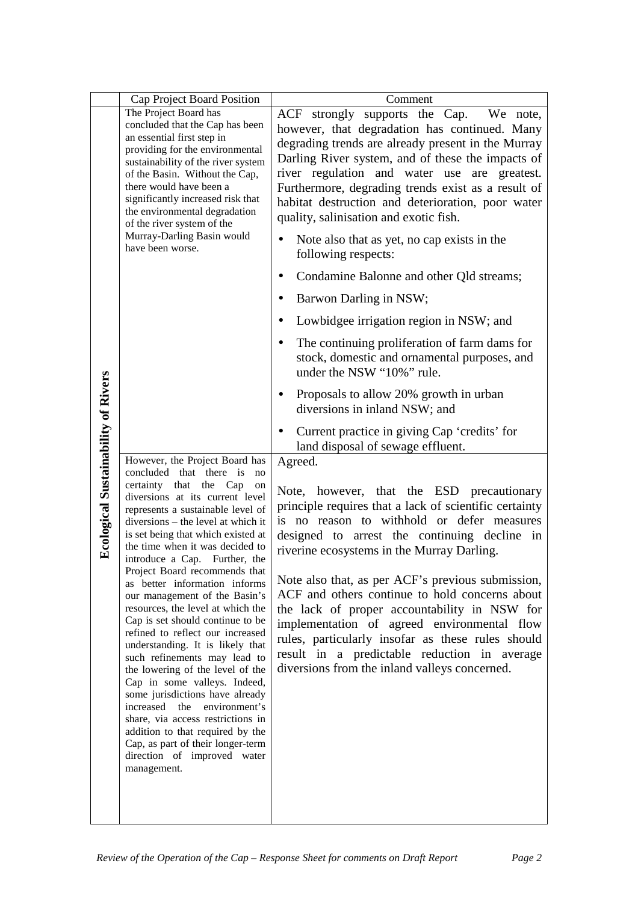| | Cap Project Board Position | Comment |
|---|---|---|
| **Ecological Sustainability of Rivers** | The Project Board has concluded that the Cap has been an essential first step in providing for the environmental sustainability of the river system of the Basin. Without the Cap, there would have been a significantly increased risk that the environmental degradation of the river system of the Murray-Darling Basin would have been worse. | ACF strongly supports the Cap. We note, however, that degradation has continued. Many degrading trends are already present in the Murray Darling River system, and of these the impacts of river regulation and water use are greatest. Furthermore, degrading trends exist as a result of habitat destruction and deterioration, poor water quality, salinisation and exotic fish.<br>• Note also that as yet, no cap exists in the following respects:<br>• Condamine Balonne and other Qld streams;<br>• Barwon Darling in NSW;<br>• Lowbidgee irrigation region in NSW; and<br>• The continuing proliferation of farm dams for stock, domestic and ornamental purposes, and under the NSW "10%" rule.<br>• Proposals to allow 20% growth in urban diversions in inland NSW; and<br>• Current practice in giving Cap 'credits' for land disposal of sewage effluent. |
| | However, the Project Board has concluded that there is no certainty that the Cap on diversions at its current level represents a sustainable level of diversions – the level at which it is set being that which existed at the time when it was decided to introduce a Cap. Further, the Project Board recommends that as better information informs our management of the Basin's resources, the level at which the Cap is set should continue to be refined to reflect our increased understanding. It is likely that such refinements may lead to the lowering of the level of the Cap in some valleys. Indeed, some jurisdictions have already increased the environment's share, via access restrictions in addition to that required by the Cap, as part of their longer-term direction of improved water management. | Agreed.<br><br>Note, however, that the ESD precautionary principle requires that a lack of scientific certainty is no reason to withhold or defer measures designed to arrest the continuing decline in riverine ecosystems in the Murray Darling.<br><br>Note also that, as per ACF's previous submission, ACF and others continue to hold concerns about the lack of proper accountability in NSW for implementation of agreed environmental flow rules, particularly insofar as these rules should result in a predictable reduction in average diversions from the inland valleys concerned. |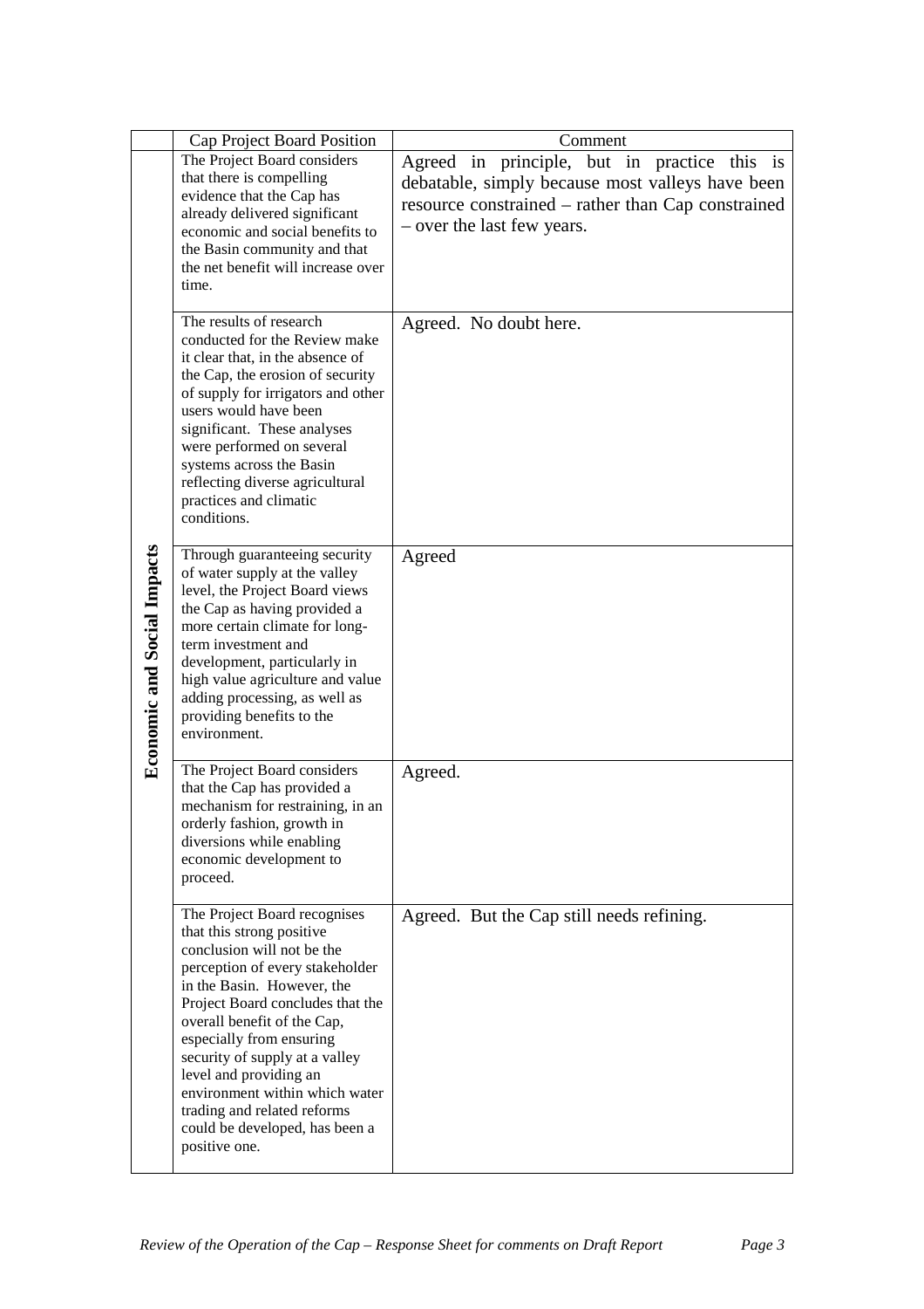| | Cap Project Board Position | Comment |
|---|---|---|
| **Economic and Social Impacts** | The Project Board considers that there is compelling evidence that the Cap has already delivered significant economic and social benefits to the Basin community and that the net benefit will increase over time. | Agreed in principle, but in practice this is debatable, simply because most valleys have been resource constrained – rather than Cap constrained – over the last few years. |
| | The results of research conducted for the Review make it clear that, in the absence of the Cap, the erosion of security of supply for irrigators and other users would have been significant. These analyses were performed on several systems across the Basin reflecting diverse agricultural practices and climatic conditions. | Agreed. No doubt here. |
| | Through guaranteeing security of water supply at the valley level, the Project Board views the Cap as having provided a more certain climate for long-term investment and development, particularly in high value agriculture and value adding processing, as well as providing benefits to the environment. | Agreed |
| | The Project Board considers that the Cap has provided a mechanism for restraining, in an orderly fashion, growth in diversions while enabling economic development to proceed. | Agreed. |
| | The Project Board recognises that this strong positive conclusion will not be the perception of every stakeholder in the Basin. However, the Project Board concludes that the overall benefit of the Cap, especially from ensuring security of supply at a valley level and providing an environment within which water trading and related reforms could be developed, has been a positive one. | Agreed. But the Cap still needs refining. |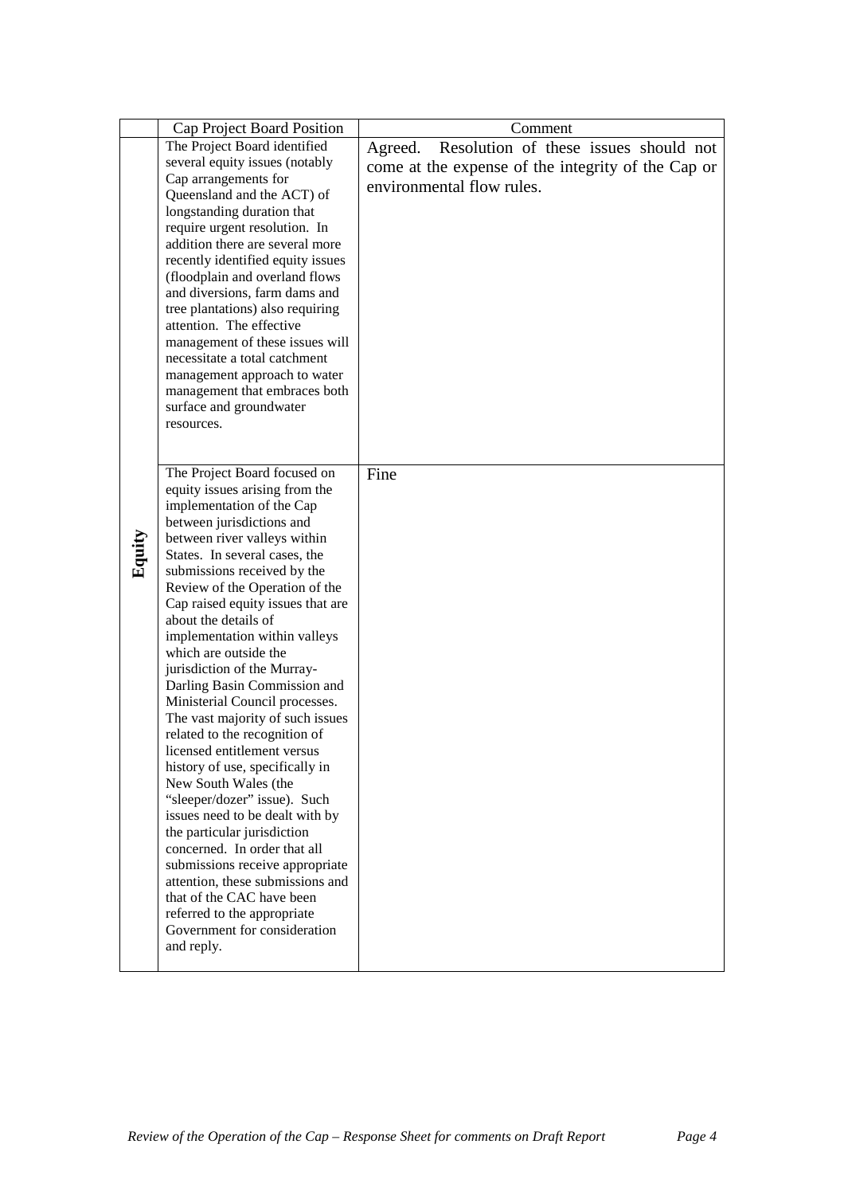| | Cap Project Board Position | Comment |
|---|---|---|
| Equity | The Project Board identified several equity issues (notably Cap arrangements for Queensland and the ACT) of longstanding duration that require urgent resolution. In addition there are several more recently identified equity issues (floodplain and overland flows and diversions, farm dams and tree plantations) also requiring attention. The effective management of these issues will necessitate a total catchment management approach to water management that embraces both surface and groundwater resources. | Agreed. Resolution of these issues should not come at the expense of the integrity of the Cap or environmental flow rules. |
| | The Project Board focused on equity issues arising from the implementation of the Cap between jurisdictions and between river valleys within States. In several cases, the submissions received by the Review of the Operation of the Cap raised equity issues that are about the details of implementation within valleys which are outside the jurisdiction of the Murray-Darling Basin Commission and Ministerial Council processes. The vast majority of such issues related to the recognition of licensed entitlement versus history of use, specifically in New South Wales (the "sleeper/dozer" issue). Such issues need to be dealt with by the particular jurisdiction concerned. In order that all submissions receive appropriate attention, these submissions and that of the CAC have been referred to the appropriate Government for consideration and reply. | Fine |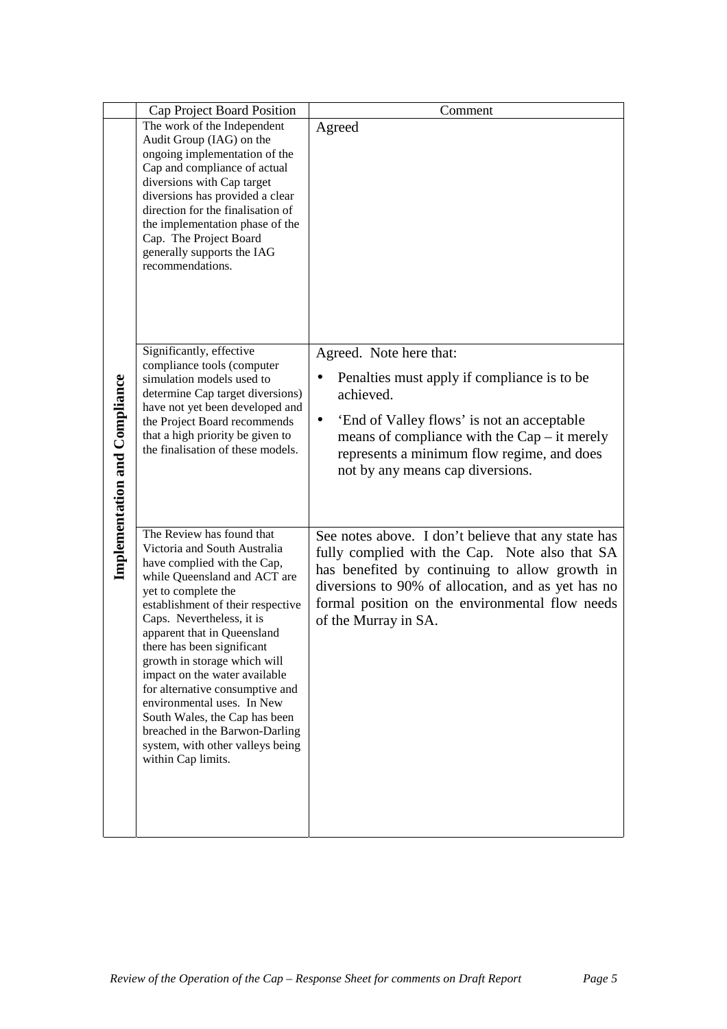| | Cap Project Board Position | Comment |
|---|---|---|
| **Implementation and Compliance** | The work of the Independent Audit Group (IAG) on the ongoing implementation of the Cap and compliance of actual diversions with Cap target diversions has provided a clear direction for the finalisation of the implementation phase of the Cap. The Project Board generally supports the IAG recommendations. | Agreed |
| | Significantly, effective compliance tools (computer simulation models used to determine Cap target diversions) have not yet been developed and the Project Board recommends that a high priority be given to the finalisation of these models. | Agreed. Note here that: <br>• Penalties must apply if compliance is to be achieved. <br>• 'End of Valley flows' is not an acceptable means of compliance with the Cap – it merely represents a minimum flow regime, and does not by any means cap diversions. |
| | The Review has found that Victoria and South Australia have complied with the Cap, while Queensland and ACT are yet to complete the establishment of their respective Caps. Nevertheless, it is apparent that in Queensland there has been significant growth in storage which will impact on the water available for alternative consumptive and environmental uses. In New South Wales, the Cap has been breached in the Barwon-Darling system, with other valleys being within Cap limits. | See notes above. I don't believe that any state has fully complied with the Cap. Note also that SA has benefited by continuing to allow growth in diversions to 90% of allocation, and as yet has no formal position on the environmental flow needs of the Murray in SA. |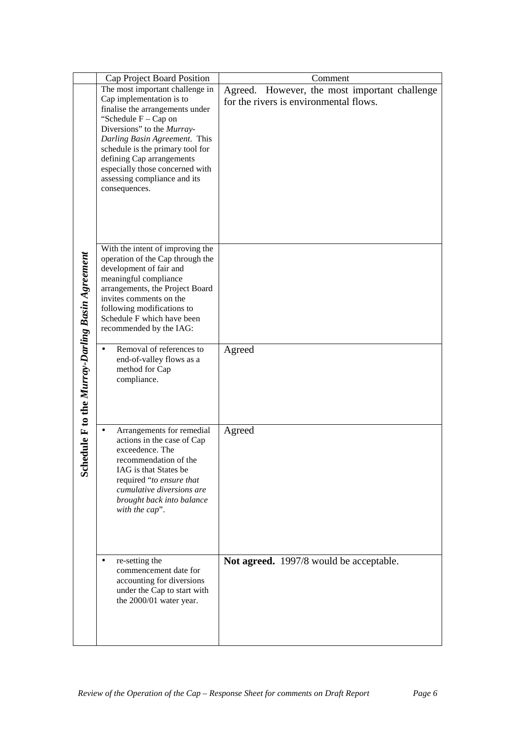|  | Cap Project Board Position | Comment |
|---|---|---|
| ***Schedule F to the Murray-Darling Basin Agreement*** | The most important challenge in Cap implementation is to finalise the arrangements under "Schedule F – Cap on Diversions" to the *Murray-Darling Basin Agreement*. This schedule is the primary tool for defining Cap arrangements especially those concerned with assessing compliance and its consequences. | Agreed. However, the most important challenge for the rivers is environmental flows. |
|  | With the intent of improving the operation of the Cap through the development of fair and meaningful compliance arrangements, the Project Board invites comments on the following modifications to Schedule F which have been recommended by the IAG: |  |
|  | • Removal of references to end-of-valley flows as a method for Cap compliance. | Agreed |
|  | • Arrangements for remedial actions in the case of Cap exceedence. The recommendation of the IAG is that States be required "*to ensure that cumulative diversions are brought back into balance with the cap*". | Agreed |
|  | • re-setting the commencement date for accounting for diversions under the Cap to start with the 2000/01 water year. | **Not agreed.** 1997/8 would be acceptable. |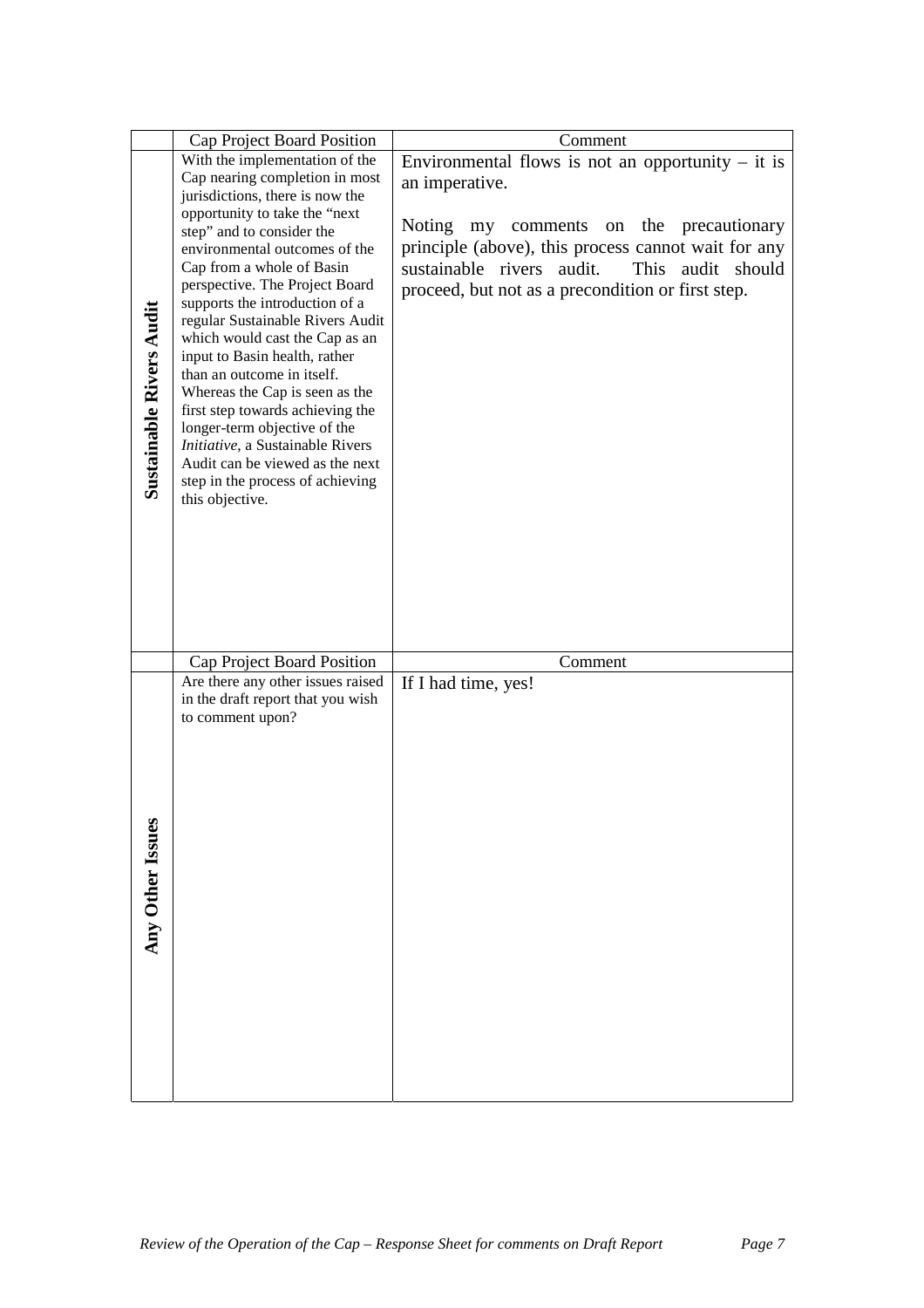| | Cap Project Board Position | Comment |
|---|---|---|
| **Sustainable Rivers Audit** | With the implementation of the Cap nearing completion in most jurisdictions, there is now the opportunity to take the "next step" and to consider the environmental outcomes of the Cap from a whole of Basin perspective. The Project Board supports the introduction of a regular Sustainable Rivers Audit which would cast the Cap as an input to Basin health, rather than an outcome in itself. Whereas the Cap is seen as the first step towards achieving the longer-term objective of the *Initiative*, a Sustainable Rivers Audit can be viewed as the next step in the process of achieving this objective. | Environmental flows is not an opportunity – it is an imperative.<br><br>Noting my comments on the precautionary principle (above), this process cannot wait for any sustainable rivers audit. This audit should proceed, but not as a precondition or first step. |

| | Cap Project Board Position | Comment |
|---|---|---|
| **Any Other Issues** | Are there any other issues raised in the draft report that you wish to comment upon? | If I had time, yes! |